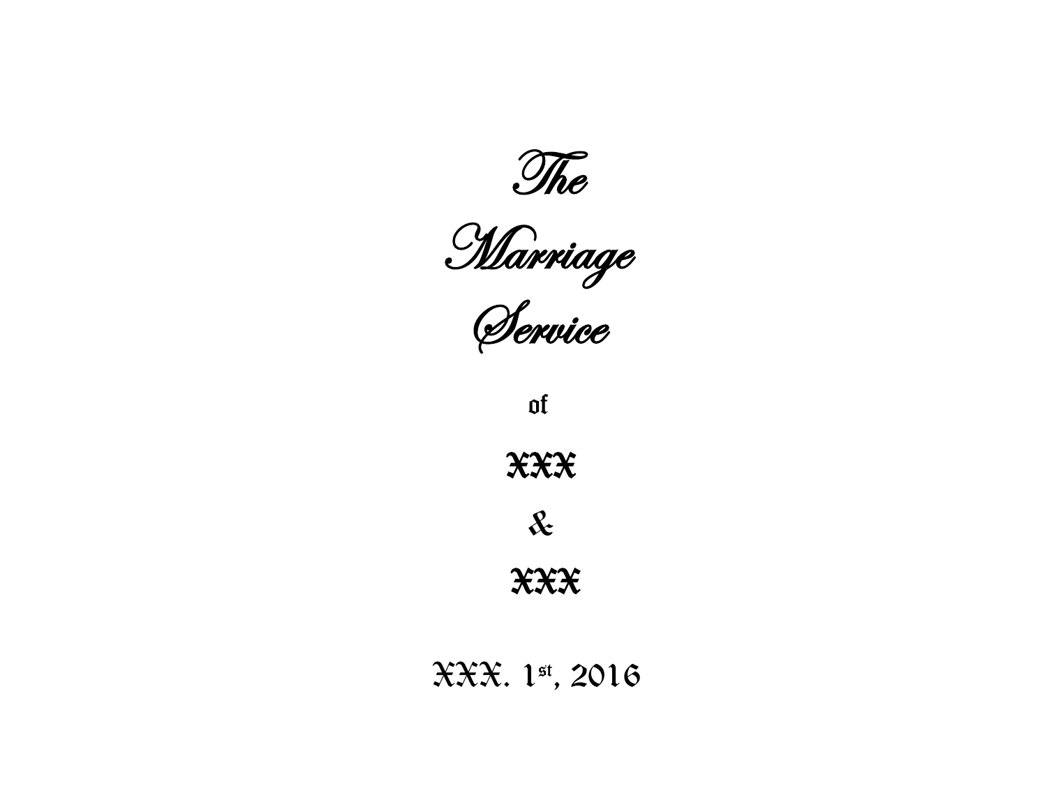# The Marriage Service

of

XXX

&

XXX

XXX. 1st, 2016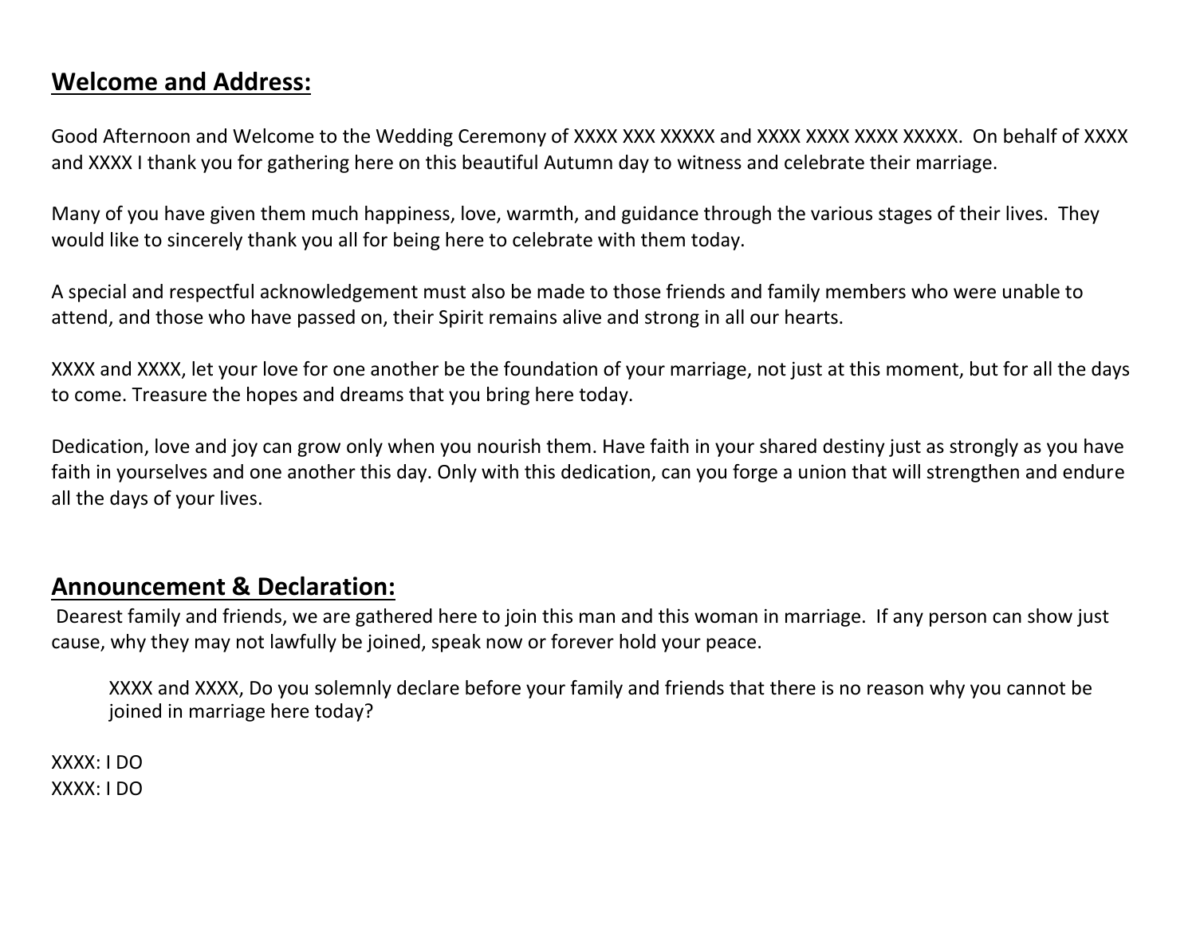## Welcome and Address:

Good Afternoon and Welcome to the Wedding Ceremony of XXXX XXX XXXXX and XXXX XXXX XXXX XXXXX. On behalf of XXXX and XXXX I thank you for gathering here on this beautiful Autumn day to witness and celebrate their marriage.

Many of you have given them much happiness, love, warmth, and guidance through the various stages of their lives. They would like to sincerely thank you all for being here to celebrate with them today.

A special and respectful acknowledgement must also be made to those friends and family members who were unable to attend, and those who have passed on, their Spirit remains alive and strong in all our hearts.

XXXX and XXXX, let your love for one another be the foundation of your marriage, not just at this moment, but for all the days to come. Treasure the hopes and dreams that you bring here today.

Dedication, love and joy can grow only when you nourish them. Have faith in your shared destiny just as strongly as you have faith in yourselves and one another this day. Only with this dedication, can you forge a union that will strengthen and endure all the days of your lives.

## Announcement & Declaration:

Dearest family and friends, we are gathered here to join this man and this woman in marriage. If any person can show just cause, why they may not lawfully be joined, speak now or forever hold your peace.

> XXXX and XXXX, Do you solemnly declare before your family and friends that there is no reason why you cannot be joined in marriage here today?

XXXX: I DO
XXXX: I DO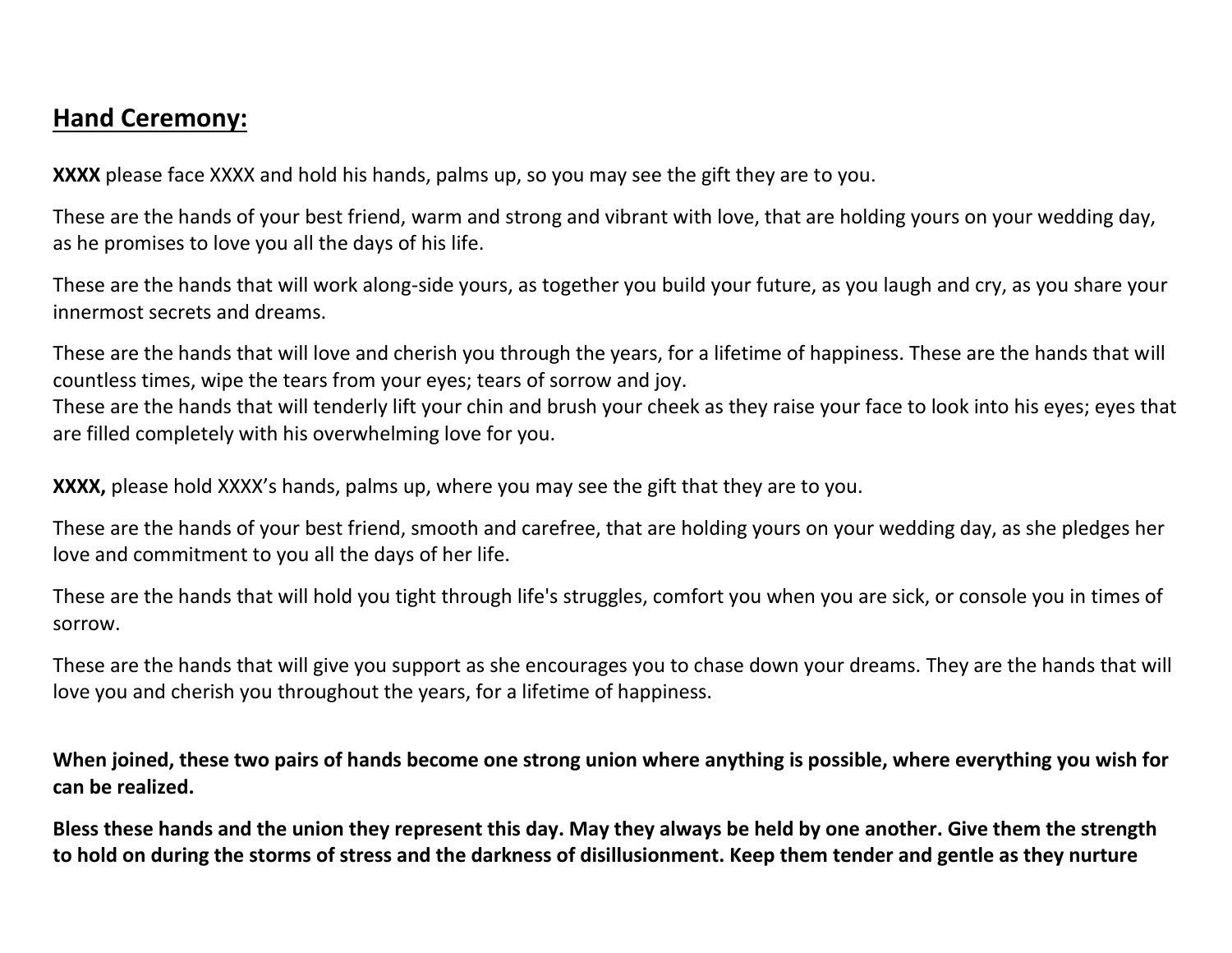## **Hand Ceremony:**

**XXXX** please face XXXX and hold his hands, palms up, so you may see the gift they are to you.

These are the hands of your best friend, warm and strong and vibrant with love, that are holding yours on your wedding day, as he promises to love you all the days of his life.

These are the hands that will work along-side yours, as together you build your future, as you laugh and cry, as you share your innermost secrets and dreams.

These are the hands that will love and cherish you through the years, for a lifetime of happiness. These are the hands that will countless times, wipe the tears from your eyes; tears of sorrow and joy.
These are the hands that will tenderly lift your chin and brush your cheek as they raise your face to look into his eyes; eyes that are filled completely with his overwhelming love for you.

**XXXX,** please hold XXXX's hands, palms up, where you may see the gift that they are to you.

These are the hands of your best friend, smooth and carefree, that are holding yours on your wedding day, as she pledges her love and commitment to you all the days of her life.

These are the hands that will hold you tight through life's struggles, comfort you when you are sick, or console you in times of sorrow.

These are the hands that will give you support as she encourages you to chase down your dreams. They are the hands that will love you and cherish you throughout the years, for a lifetime of happiness.

**When joined, these two pairs of hands become one strong union where anything is possible, where everything you wish for can be realized.**

**Bless these hands and the union they represent this day. May they always be held by one another. Give them the strength to hold on during the storms of stress and the darkness of disillusionment. Keep them tender and gentle as they nurture**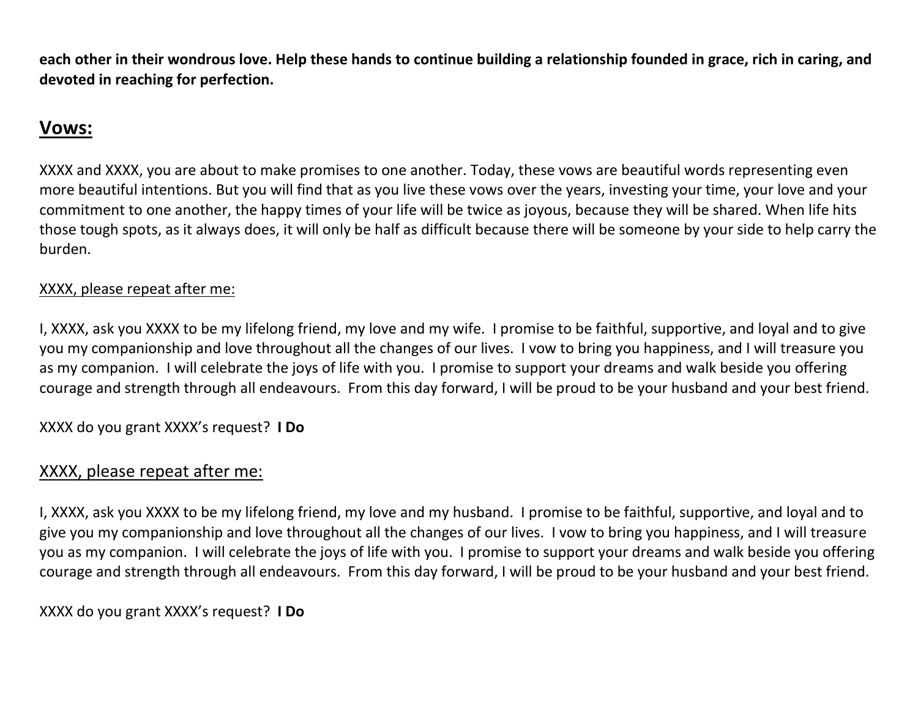**each other in their wondrous love. Help these hands to continue building a relationship founded in grace, rich in caring, and devoted in reaching for perfection.**

## Vows:

XXXX and XXXX, you are about to make promises to one another. Today, these vows are beautiful words representing even more beautiful intentions. But you will find that as you live these vows over the years, investing your time, your love and your commitment to one another, the happy times of your life will be twice as joyous, because they will be shared. When life hits those tough spots, as it always does, it will only be half as difficult because there will be someone by your side to help carry the burden.

<u>XXXX, please repeat after me:</u>

I, XXXX, ask you XXXX to be my lifelong friend, my love and my wife.  I promise to be faithful, supportive, and loyal and to give you my companionship and love throughout all the changes of our lives.  I vow to bring you happiness, and I will treasure you as my companion.  I will celebrate the joys of life with you.  I promise to support your dreams and walk beside you offering courage and strength through all endeavours.  From this day forward, I will be proud to be your husband and your best friend.

XXXX do you grant XXXX's request?  **I Do**

### <u>XXXX, please repeat after me:</u>

I, XXXX, ask you XXXX to be my lifelong friend, my love and my husband.  I promise to be faithful, supportive, and loyal and to give you my companionship and love throughout all the changes of our lives.  I vow to bring you happiness, and I will treasure you as my companion.  I will celebrate the joys of life with you.  I promise to support your dreams and walk beside you offering courage and strength through all endeavours.  From this day forward, I will be proud to be your husband and your best friend.

XXXX do you grant XXXX's request?  **I Do**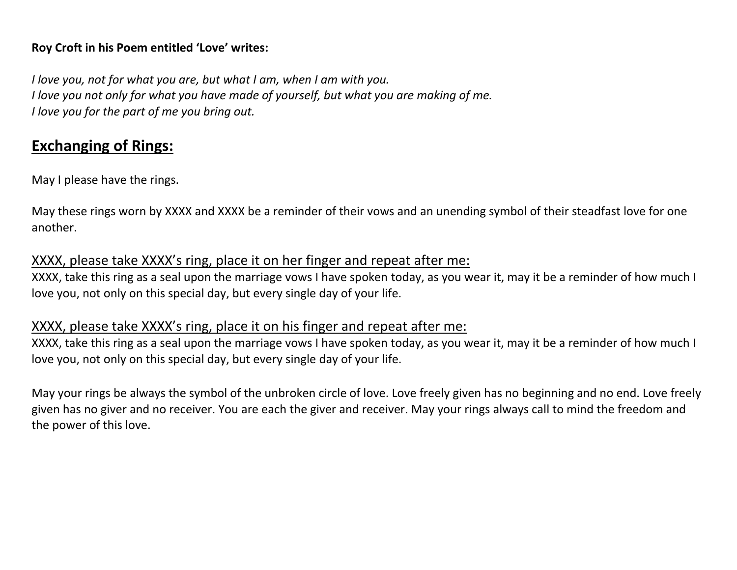**Roy Croft in his Poem entitled 'Love' writes:**

*I love you, not for what you are, but what I am, when I am with you.*
*I love you not only for what you have made of yourself, but what you are making of me.*
*I love you for the part of me you bring out.*

## Exchanging of Rings:

May I please have the rings.

May these rings worn by XXXX and XXXX be a reminder of their vows and an unending symbol of their steadfast love for one another.

XXXX, please take XXXX's ring, place it on her finger and repeat after me:
XXXX, take this ring as a seal upon the marriage vows I have spoken today, as you wear it, may it be a reminder of how much I love you, not only on this special day, but every single day of your life.

XXXX, please take XXXX's ring, place it on his finger and repeat after me:
XXXX, take this ring as a seal upon the marriage vows I have spoken today, as you wear it, may it be a reminder of how much I love you, not only on this special day, but every single day of your life.

May your rings be always the symbol of the unbroken circle of love. Love freely given has no beginning and no end. Love freely given has no giver and no receiver. You are each the giver and receiver. May your rings always call to mind the freedom and the power of this love.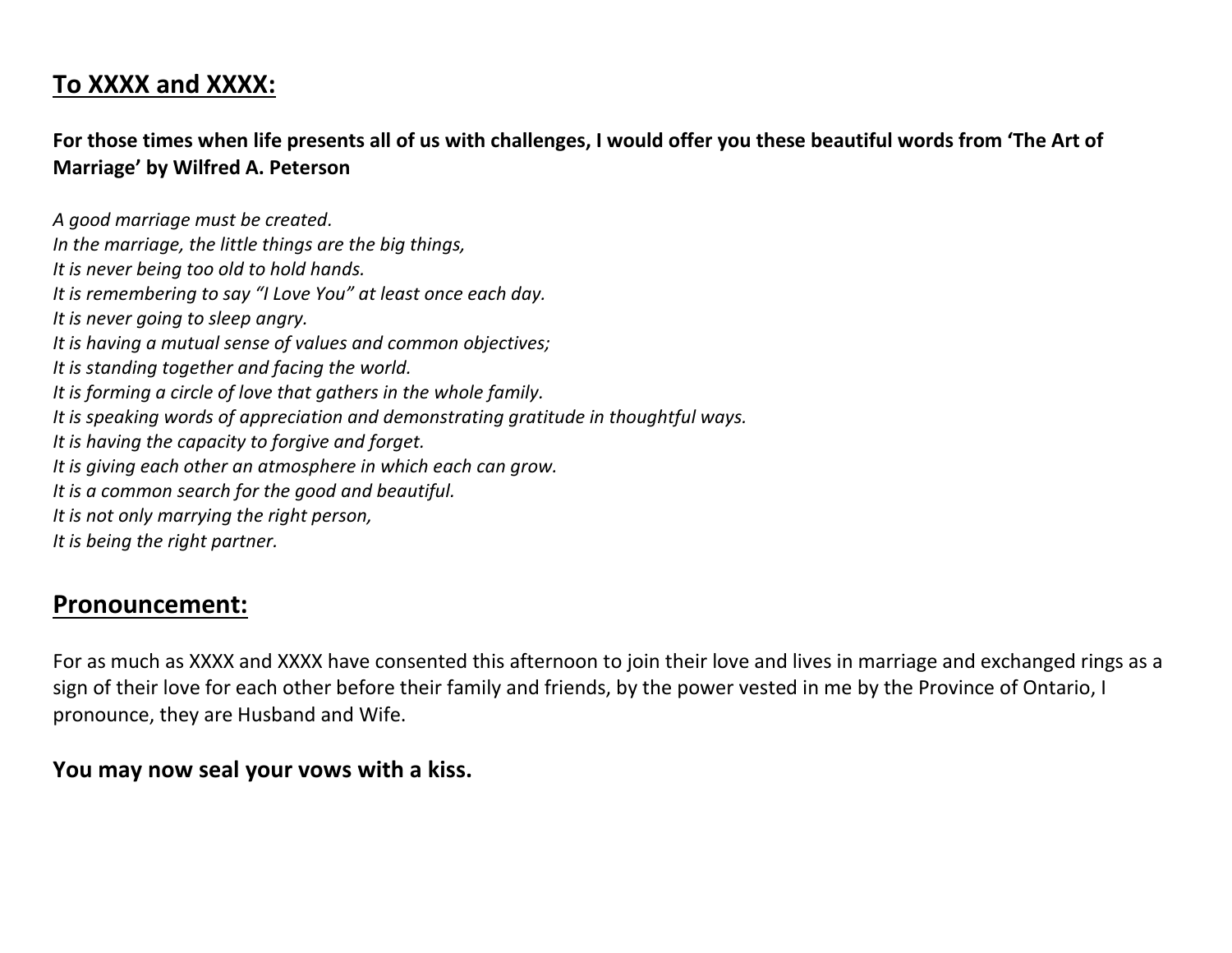## To XXXX and XXXX:

**For those times when life presents all of us with challenges, I would offer you these beautiful words from 'The Art of Marriage' by Wilfred A. Peterson**

*A good marriage must be created.*
*In the marriage, the little things are the big things,*
*It is never being too old to hold hands.*
*It is remembering to say "I Love You" at least once each day.*
*It is never going to sleep angry.*
*It is having a mutual sense of values and common objectives;*
*It is standing together and facing the world.*
*It is forming a circle of love that gathers in the whole family.*
*It is speaking words of appreciation and demonstrating gratitude in thoughtful ways.*
*It is having the capacity to forgive and forget.*
*It is giving each other an atmosphere in which each can grow.*
*It is a common search for the good and beautiful.*
*It is not only marrying the right person,*
*It is being the right partner.*

## Pronouncement:

For as much as XXXX and XXXX have consented this afternoon to join their love and lives in marriage and exchanged rings as a sign of their love for each other before their family and friends, by the power vested in me by the Province of Ontario, I pronounce, they are Husband and Wife.

**You may now seal your vows with a kiss.**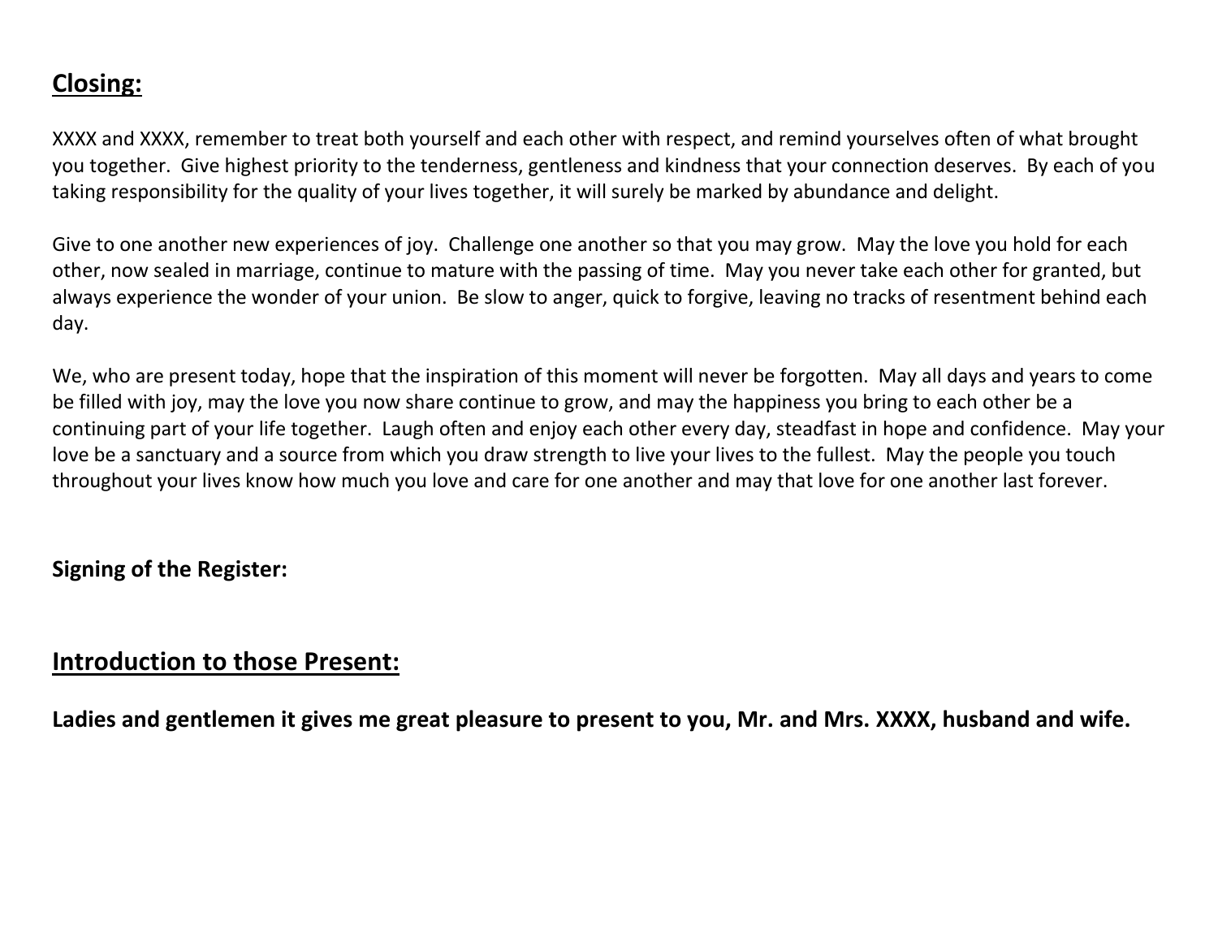## Closing:

XXXX and XXXX, remember to treat both yourself and each other with respect, and remind yourselves often of what brought you together. Give highest priority to the tenderness, gentleness and kindness that your connection deserves. By each of you taking responsibility for the quality of your lives together, it will surely be marked by abundance and delight.

Give to one another new experiences of joy. Challenge one another so that you may grow. May the love you hold for each other, now sealed in marriage, continue to mature with the passing of time. May you never take each other for granted, but always experience the wonder of your union. Be slow to anger, quick to forgive, leaving no tracks of resentment behind each day.

We, who are present today, hope that the inspiration of this moment will never be forgotten. May all days and years to come be filled with joy, may the love you now share continue to grow, and may the happiness you bring to each other be a continuing part of your life together. Laugh often and enjoy each other every day, steadfast in hope and confidence. May your love be a sanctuary and a source from which you draw strength to live your lives to the fullest. May the people you touch throughout your lives know how much you love and care for one another and may that love for one another last forever.

**Signing of the Register:**

## Introduction to those Present:

**Ladies and gentlemen it gives me great pleasure to present to you, Mr. and Mrs. XXXX, husband and wife.**